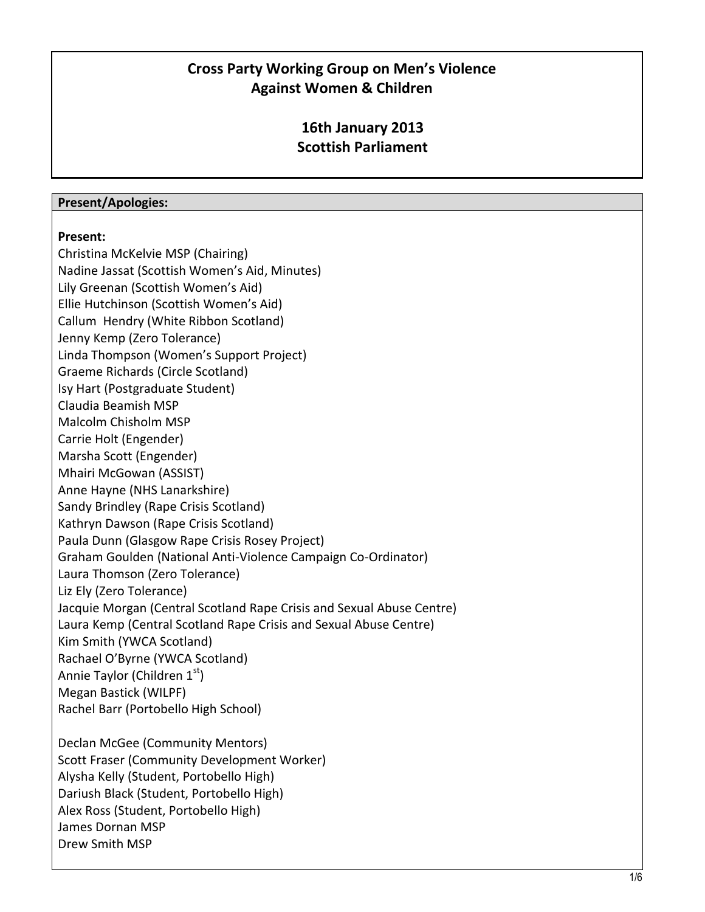# Cross Party Working Group on Men's Violence Against Women & Children

## 16th January 2013
## Scottish Parliament

**Present/Apologies:**

**Present:**

Christina McKelvie MSP (Chairing)
Nadine Jassat (Scottish Women's Aid, Minutes)
Lily Greenan (Scottish Women's Aid)
Ellie Hutchinson (Scottish Women's Aid)
Callum Hendry (White Ribbon Scotland)
Jenny Kemp (Zero Tolerance)
Linda Thompson (Women's Support Project)
Graeme Richards (Circle Scotland)
Isy Hart (Postgraduate Student)
Claudia Beamish MSP
Malcolm Chisholm MSP
Carrie Holt (Engender)
Marsha Scott (Engender)
Mhairi McGowan (ASSIST)
Anne Hayne (NHS Lanarkshire)
Sandy Brindley (Rape Crisis Scotland)
Kathryn Dawson (Rape Crisis Scotland)
Paula Dunn (Glasgow Rape Crisis Rosey Project)
Graham Goulden (National Anti-Violence Campaign Co-Ordinator)
Laura Thomson (Zero Tolerance)
Liz Ely (Zero Tolerance)
Jacquie Morgan (Central Scotland Rape Crisis and Sexual Abuse Centre)
Laura Kemp (Central Scotland Rape Crisis and Sexual Abuse Centre)
Kim Smith (YWCA Scotland)
Rachael O'Byrne (YWCA Scotland)
Annie Taylor (Children 1st)
Megan Bastick (WILPF)
Rachel Barr (Portobello High School)

Declan McGee (Community Mentors)
Scott Fraser (Community Development Worker)
Alysha Kelly (Student, Portobello High)
Dariush Black (Student, Portobello High)
Alex Ross (Student, Portobello High)
James Dornan MSP
Drew Smith MSP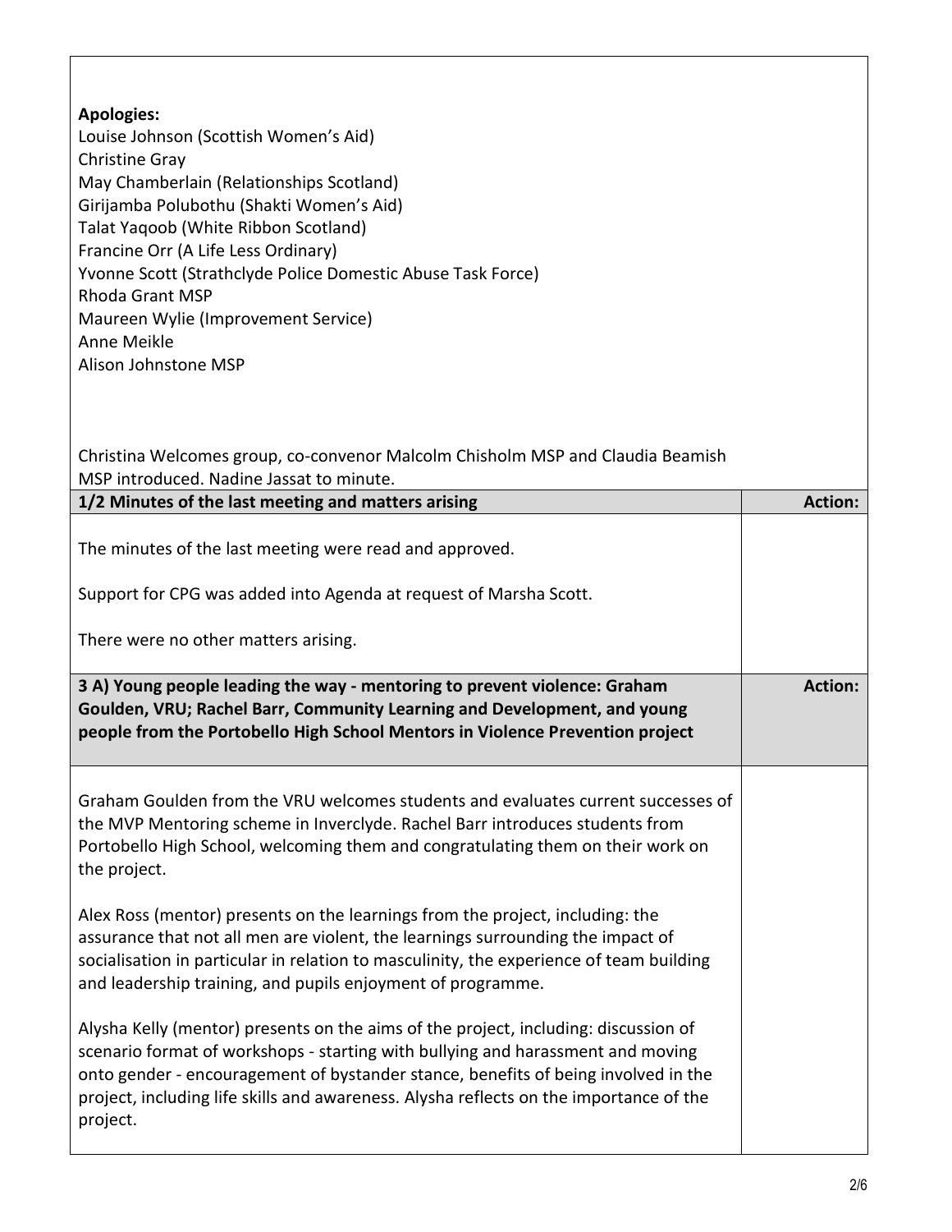**Apologies:**
Louise Johnson (Scottish Women's Aid)
Christine Gray
May Chamberlain (Relationships Scotland)
Girijamba Polubothu (Shakti Women's Aid)
Talat Yaqoob (White Ribbon Scotland)
Francine Orr (A Life Less Ordinary)
Yvonne Scott (Strathclyde Police Domestic Abuse Task Force)
Rhoda Grant MSP
Maureen Wylie (Improvement Service)
Anne Meikle
Alison Johnstone MSP

Christina Welcomes group, co-convenor Malcolm Chisholm MSP and Claudia Beamish MSP introduced. Nadine Jassat to minute.

| 1/2 Minutes of the last meeting and matters arising | Action: |
|---|---|
| The minutes of the last meeting were read and approved.<br><br>Support for CPG was added into Agenda at request of Marsha Scott.<br><br>There were no other matters arising. | |

| 3 A) Young people leading the way - mentoring to prevent violence: Graham Goulden, VRU; Rachel Barr, Community Learning and Development, and young people from the Portobello High School Mentors in Violence Prevention project | Action: |
|---|---|
| Graham Goulden from the VRU welcomes students and evaluates current successes of the MVP Mentoring scheme in Inverclyde. Rachel Barr introduces students from Portobello High School, welcoming them and congratulating them on their work on the project.<br><br>Alex Ross (mentor) presents on the learnings from the project, including: the assurance that not all men are violent, the learnings surrounding the impact of socialisation in particular in relation to masculinity, the experience of team building and leadership training, and pupils enjoyment of programme.<br><br>Alysha Kelly (mentor) presents on the aims of the project, including: discussion of scenario format of workshops - starting with bullying and harassment and moving onto gender - encouragement of bystander stance, benefits of being involved in the project, including life skills and awareness. Alysha reflects on the importance of the project. | |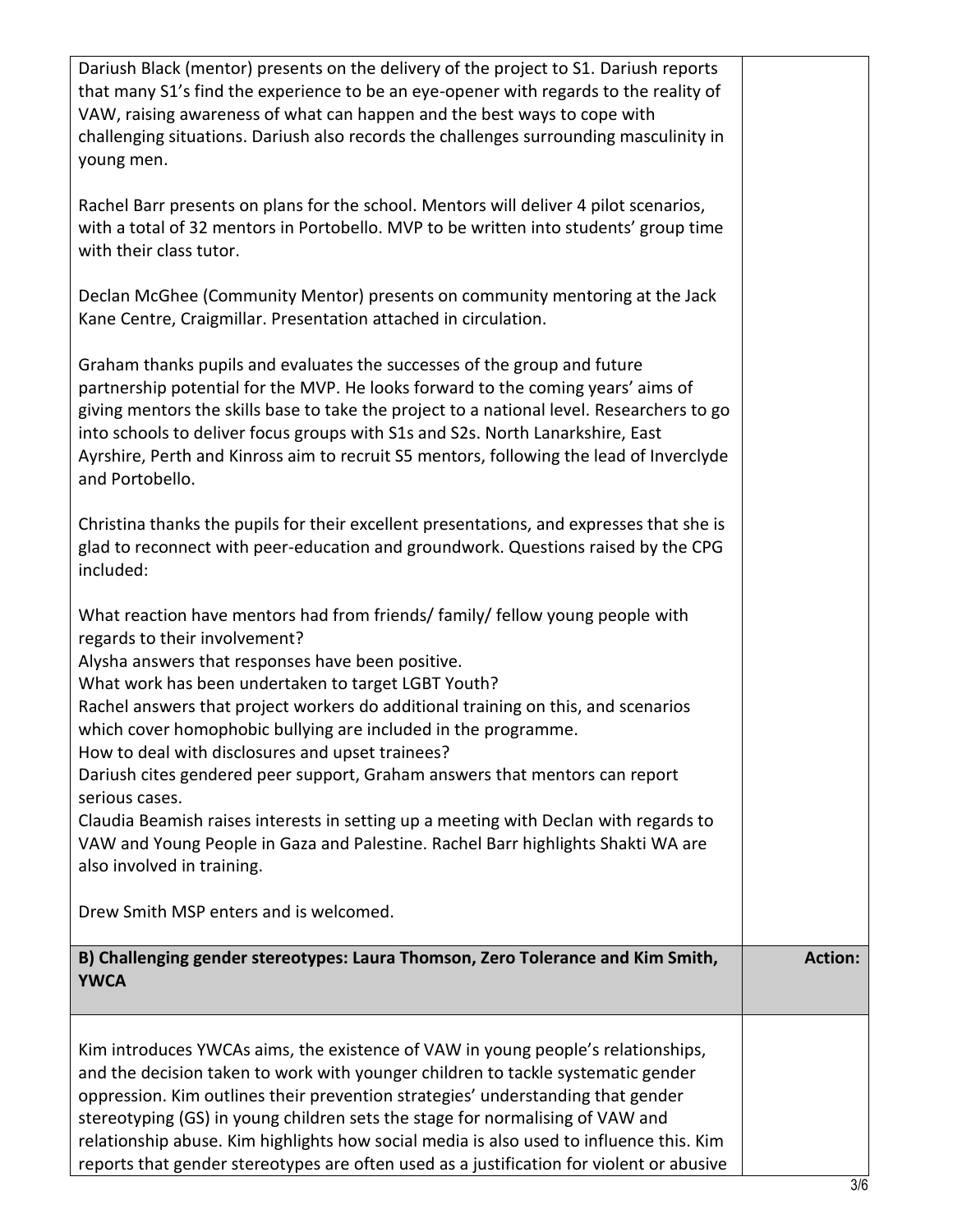| | |
|---|---|
| Dariush Black (mentor) presents on the delivery of the project to S1. Dariush reports that many S1's find the experience to be an eye-opener with regards to the reality of VAW, raising awareness of what can happen and the best ways to cope with challenging situations. Dariush also records the challenges surrounding masculinity in young men.<br><br>Rachel Barr presents on plans for the school. Mentors will deliver 4 pilot scenarios, with a total of 32 mentors in Portobello. MVP to be written into students' group time with their class tutor.<br><br>Declan McGhee (Community Mentor) presents on community mentoring at the Jack Kane Centre, Craigmillar. Presentation attached in circulation.<br><br>Graham thanks pupils and evaluates the successes of the group and future partnership potential for the MVP. He looks forward to the coming years' aims of giving mentors the skills base to take the project to a national level. Researchers to go into schools to deliver focus groups with S1s and S2s. North Lanarkshire, East Ayrshire, Perth and Kinross aim to recruit S5 mentors, following the lead of Inverclyde and Portobello.<br><br>Christina thanks the pupils for their excellent presentations, and expresses that she is glad to reconnect with peer-education and groundwork. Questions raised by the CPG included:<br><br>What reaction have mentors had from friends/ family/ fellow young people with regards to their involvement?<br>Alysha answers that responses have been positive.<br>What work has been undertaken to target LGBT Youth?<br>Rachel answers that project workers do additional training on this, and scenarios which cover homophobic bullying are included in the programme.<br>How to deal with disclosures and upset trainees?<br>Dariush cites gendered peer support, Graham answers that mentors can report serious cases.<br>Claudia Beamish raises interests in setting up a meeting with Declan with regards to VAW and Young People in Gaza and Palestine. Rachel Barr highlights Shakti WA are also involved in training.<br><br>Drew Smith MSP enters and is welcomed. | |
| **B) Challenging gender stereotypes: Laura Thomson, Zero Tolerance and Kim Smith, YWCA** | **Action:** |
| Kim introduces YWCAs aims, the existence of VAW in young people's relationships, and the decision taken to work with younger children to tackle systematic gender oppression. Kim outlines their prevention strategies' understanding that gender stereotyping (GS) in young children sets the stage for normalising of VAW and relationship abuse. Kim highlights how social media is also used to influence this. Kim reports that gender stereotypes are often used as a justification for violent or abusive | |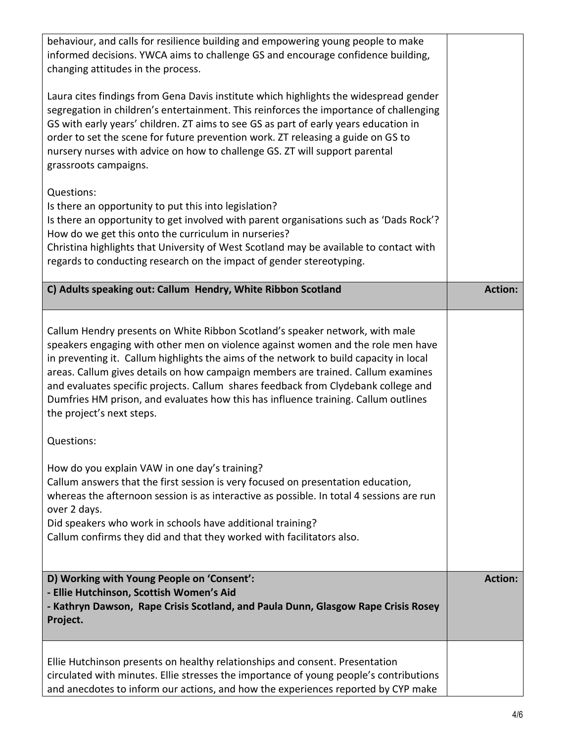behaviour, and calls for resilience building and empowering young people to make informed decisions. YWCA aims to challenge GS and encourage confidence building, changing attitudes in the process.

Laura cites findings from Gena Davis institute which highlights the widespread gender segregation in children's entertainment. This reinforces the importance of challenging GS with early years' children. ZT aims to see GS as part of early years education in order to set the scene for future prevention work. ZT releasing a guide on GS to nursery nurses with advice on how to challenge GS. ZT will support parental grassroots campaigns.

Questions:
Is there an opportunity to put this into legislation?
Is there an opportunity to get involved with parent organisations such as 'Dads Rock'?
How do we get this onto the curriculum in nurseries?
Christina highlights that University of West Scotland may be available to contact with regards to conducting research on the impact of gender stereotyping.

| **C) Adults speaking out: Callum Hendry, White Ribbon Scotland** | **Action:** |
|---|---|

Callum Hendry presents on White Ribbon Scotland's speaker network, with male speakers engaging with other men on violence against women and the role men have in preventing it. Callum highlights the aims of the network to build capacity in local areas. Callum gives details on how campaign members are trained. Callum examines and evaluates specific projects. Callum shares feedback from Clydebank college and Dumfries HM prison, and evaluates how this has influence training. Callum outlines the project's next steps.

Questions:

How do you explain VAW in one day's training?
Callum answers that the first session is very focused on presentation education, whereas the afternoon session is as interactive as possible. In total 4 sessions are run over 2 days.
Did speakers who work in schools have additional training?
Callum confirms they did and that they worked with facilitators also.

| **D) Working with Young People on 'Consent':**<br>**- Ellie Hutchinson, Scottish Women's Aid**<br>**- Kathryn Dawson, Rape Crisis Scotland, and Paula Dunn, Glasgow Rape Crisis Rosey Project.** | **Action:** |
|---|---|

Ellie Hutchinson presents on healthy relationships and consent. Presentation circulated with minutes. Ellie stresses the importance of young people's contributions and anecdotes to inform our actions, and how the experiences reported by CYP make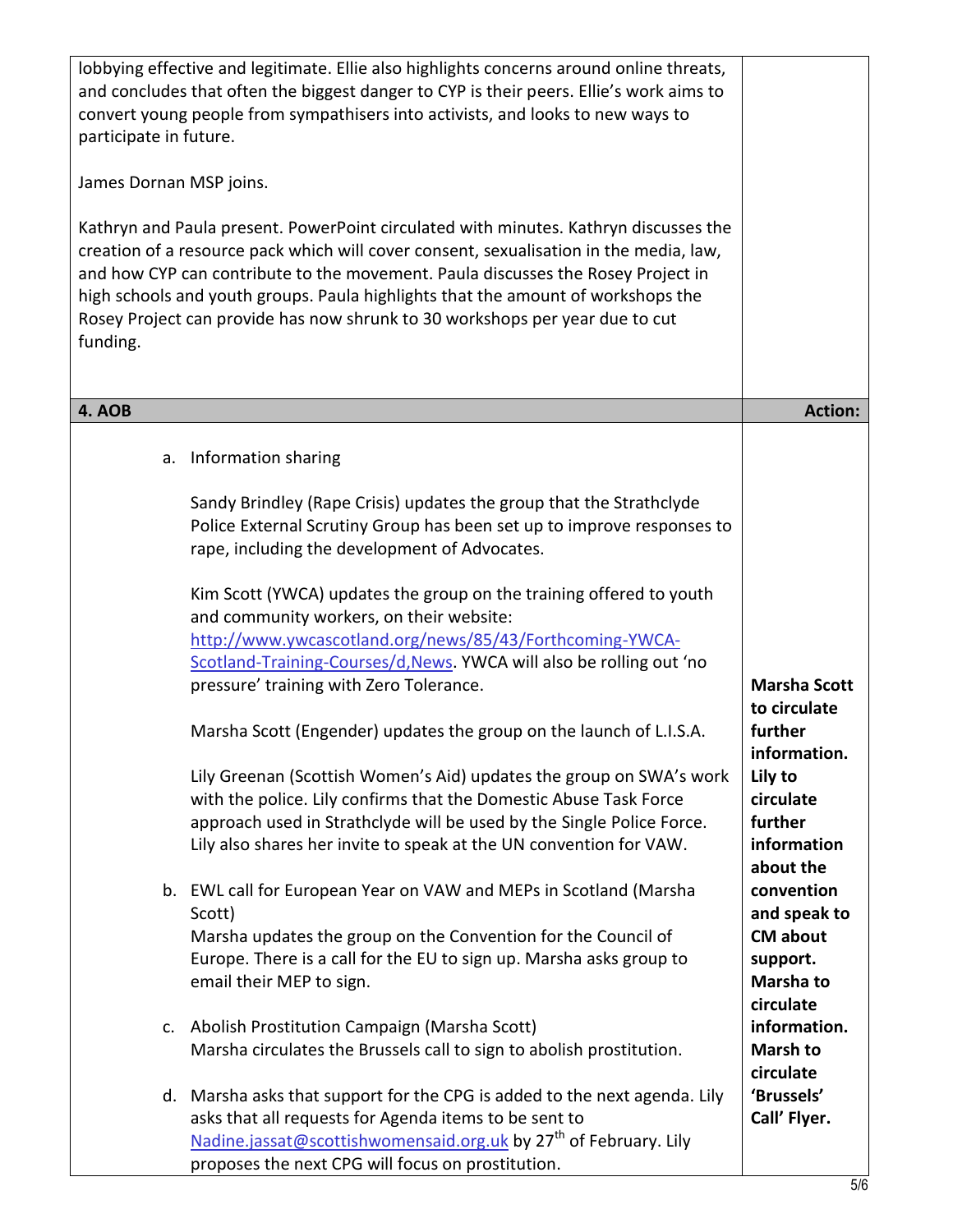| | |
|---|---|
| lobbying effective and legitimate. Ellie also highlights concerns around online threats, and concludes that often the biggest danger to CYP is their peers. Ellie's work aims to convert young people from sympathisers into activists, and looks to new ways to participate in future.<br><br>James Dornan MSP joins.<br><br>Kathryn and Paula present. PowerPoint circulated with minutes. Kathryn discusses the creation of a resource pack which will cover consent, sexualisation in the media, law, and how CYP can contribute to the movement. Paula discusses the Rosey Project in high schools and youth groups. Paula highlights that the amount of workshops the Rosey Project can provide has now shrunk to 30 workshops per year due to cut funding. | |
| **4. AOB** | **Action:** |
| a. Information sharing<br><br>Sandy Brindley (Rape Crisis) updates the group that the Strathclyde Police External Scrutiny Group has been set up to improve responses to rape, including the development of Advocates.<br><br>Kim Scott (YWCA) updates the group on the training offered to youth and community workers, on their website: [http://www.ywcascotland.org/news/85/43/Forthcoming-YWCA-Scotland-Training-Courses/d,News](http://www.ywcascotland.org/news/85/43/Forthcoming-YWCA-Scotland-Training-Courses/d,News). YWCA will also be rolling out 'no pressure' training with Zero Tolerance.<br><br>Marsha Scott (Engender) updates the group on the launch of L.I.S.A.<br><br>Lily Greenan (Scottish Women's Aid) updates the group on SWA's work with the police. Lily confirms that the Domestic Abuse Task Force approach used in Strathclyde will be used by the Single Police Force. Lily also shares her invite to speak at the UN convention for VAW.<br><br>b. EWL call for European Year on VAW and MEPs in Scotland (Marsha Scott)<br>Marsha updates the group on the Convention for the Council of Europe. There is a call for the EU to sign up. Marsha asks group to email their MEP to sign.<br><br>c. Abolish Prostitution Campaign (Marsha Scott)<br>Marsha circulates the Brussels call to sign to abolish prostitution.<br><br>d. Marsha asks that support for the CPG is added to the next agenda. Lily asks that all requests for Agenda items to be sent to [Nadine.jassat@scottishwomensaid.org.uk](mailto:Nadine.jassat@scottishwomensaid.org.uk) by 27th of February. Lily proposes the next CPG will focus on prostitution. | **Marsha Scott to circulate further information.**<br>**Lily to circulate further information about the convention and speak to CM about support.**<br>**Marsha to circulate information.**<br>**Marsh to circulate 'Brussels' Call' Flyer.** |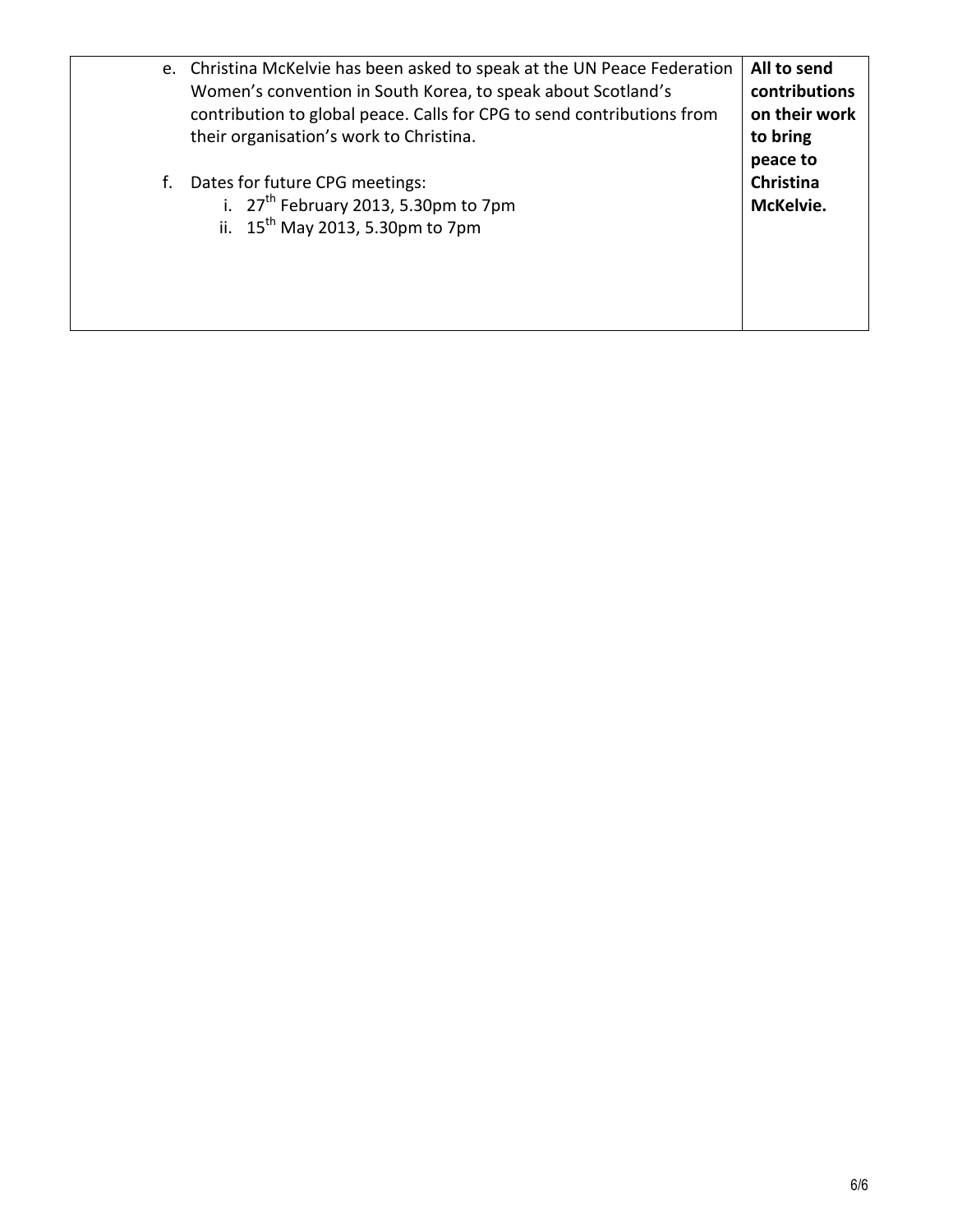| | |
|---|---|
| e. Christina McKelvie has been asked to speak at the UN Peace Federation Women's convention in South Korea, to speak about Scotland's contribution to global peace. Calls for CPG to send contributions from their organisation's work to Christina.<br><br>f. Dates for future CPG meetings:<br>i. 27th February 2013, 5.30pm to 7pm<br>ii. 15th May 2013, 5.30pm to 7pm | **All to send contributions on their work to bring peace to Christina McKelvie.** |